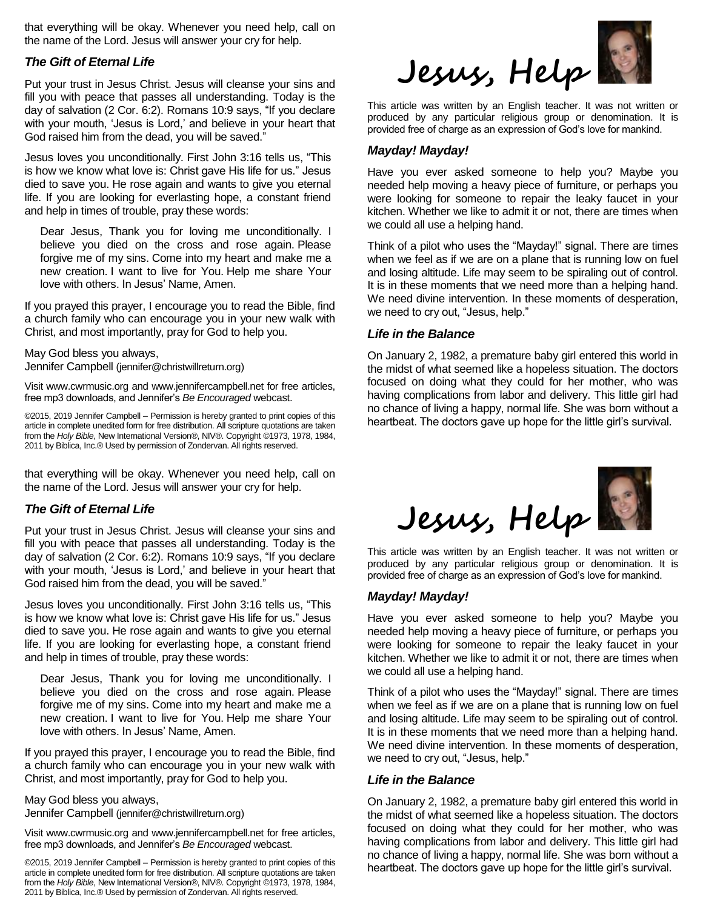that everything will be okay. Whenever you need help, call on the name of the Lord. Jesus will answer your cry for help.

### *The Gift of Eternal Life*

Put your trust in Jesus Christ. Jesus will cleanse your sins and fill you with peace that passes all understanding. Today is the day of salvation (2 Cor. 6:2). Romans 10:9 says, "If you declare with your mouth, 'Jesus is Lord,' and believe in your heart that God raised him from the dead, you will be saved."

Jesus loves you unconditionally. First John 3:16 tells us, "This is how we know what love is: Christ gave His life for us." Jesus died to save you. He rose again and wants to give you eternal life. If you are looking for everlasting hope, a constant friend and help in times of trouble, pray these words:

> Dear Jesus, Thank you for loving me unconditionally. I believe you died on the cross and rose again. Please forgive me of my sins. Come into my heart and make me a new creation. I want to live for You. Help me share Your love with others. In Jesus' Name, Amen.

If you prayed this prayer, I encourage you to read the Bible, find a church family who can encourage you in your new walk with Christ, and most importantly, pray for God to help you.

May God bless you always,
Jennifer Campbell (jennifer@christwillreturn.org)

Visit www.cwrmusic.org and www.jennifercampbell.net for free articles, free mp3 downloads, and Jennifer's *Be Encouraged* webcast.

©2015, 2019 Jennifer Campbell – Permission is hereby granted to print copies of this article in complete unedited form for free distribution. All scripture quotations are taken from the *Holy Bible*, New International Version®, NIV®. Copyright ©1973, 1978, 1984, 2011 by Biblica, Inc.® Used by permission of Zondervan. All rights reserved.

# Jesus, Help

This article was written by an English teacher. It was not written or produced by any particular religious group or denomination. It is provided free of charge as an expression of God's love for mankind.

### *Mayday! Mayday!*

Have you ever asked someone to help you? Maybe you needed help moving a heavy piece of furniture, or perhaps you were looking for someone to repair the leaky faucet in your kitchen. Whether we like to admit it or not, there are times when we could all use a helping hand.

Think of a pilot who uses the "Mayday!" signal. There are times when we feel as if we are on a plane that is running low on fuel and losing altitude. Life may seem to be spiraling out of control. It is in these moments that we need more than a helping hand. We need divine intervention. In these moments of desperation, we need to cry out, "Jesus, help."

### *Life in the Balance*

On January 2, 1982, a premature baby girl entered this world in the midst of what seemed like a hopeless situation. The doctors focused on doing what they could for her mother, who was having complications from labor and delivery. This little girl had no chance of living a happy, normal life. She was born without a heartbeat. The doctors gave up hope for the little girl's survival.

that everything will be okay. Whenever you need help, call on the name of the Lord. Jesus will answer your cry for help.

### *The Gift of Eternal Life*

Put your trust in Jesus Christ. Jesus will cleanse your sins and fill you with peace that passes all understanding. Today is the day of salvation (2 Cor. 6:2). Romans 10:9 says, "If you declare with your mouth, 'Jesus is Lord,' and believe in your heart that God raised him from the dead, you will be saved."

Jesus loves you unconditionally. First John 3:16 tells us, "This is how we know what love is: Christ gave His life for us." Jesus died to save you. He rose again and wants to give you eternal life. If you are looking for everlasting hope, a constant friend and help in times of trouble, pray these words:

> Dear Jesus, Thank you for loving me unconditionally. I believe you died on the cross and rose again. Please forgive me of my sins. Come into my heart and make me a new creation. I want to live for You. Help me share Your love with others. In Jesus' Name, Amen.

If you prayed this prayer, I encourage you to read the Bible, find a church family who can encourage you in your new walk with Christ, and most importantly, pray for God to help you.

May God bless you always,
Jennifer Campbell (jennifer@christwillreturn.org)

Visit www.cwrmusic.org and www.jennifercampbell.net for free articles, free mp3 downloads, and Jennifer's *Be Encouraged* webcast.

©2015, 2019 Jennifer Campbell – Permission is hereby granted to print copies of this article in complete unedited form for free distribution. All scripture quotations are taken from the *Holy Bible*, New International Version®, NIV®. Copyright ©1973, 1978, 1984, 2011 by Biblica, Inc.® Used by permission of Zondervan. All rights reserved.

# Jesus, Help

This article was written by an English teacher. It was not written or produced by any particular religious group or denomination. It is provided free of charge as an expression of God's love for mankind.

### *Mayday! Mayday!*

Have you ever asked someone to help you? Maybe you needed help moving a heavy piece of furniture, or perhaps you were looking for someone to repair the leaky faucet in your kitchen. Whether we like to admit it or not, there are times when we could all use a helping hand.

Think of a pilot who uses the "Mayday!" signal. There are times when we feel as if we are on a plane that is running low on fuel and losing altitude. Life may seem to be spiraling out of control. It is in these moments that we need more than a helping hand. We need divine intervention. In these moments of desperation, we need to cry out, "Jesus, help."

### *Life in the Balance*

On January 2, 1982, a premature baby girl entered this world in the midst of what seemed like a hopeless situation. The doctors focused on doing what they could for her mother, who was having complications from labor and delivery. This little girl had no chance of living a happy, normal life. She was born without a heartbeat. The doctors gave up hope for the little girl's survival.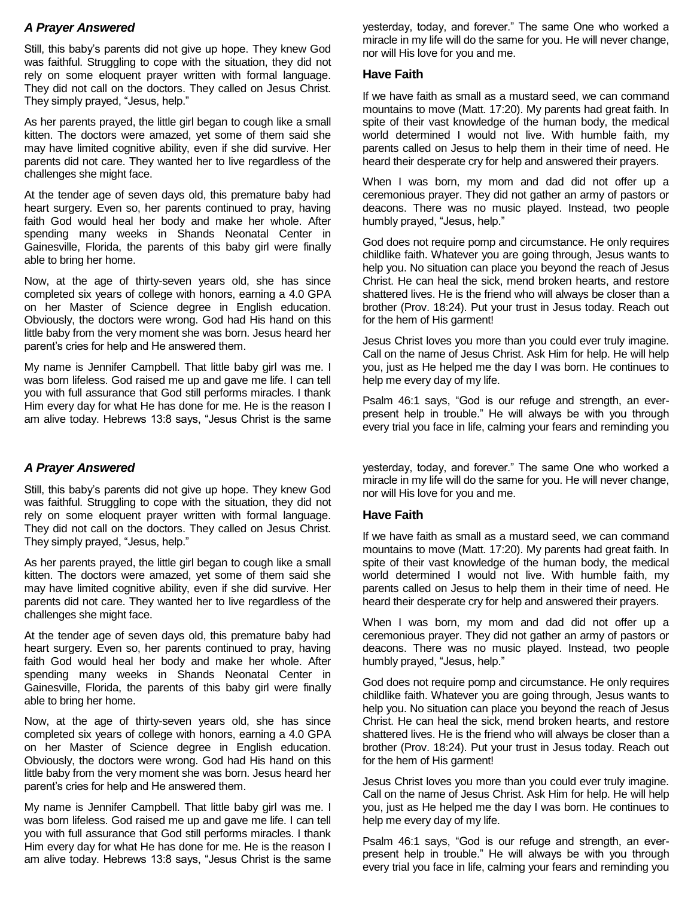### *A Prayer Answered*

Still, this baby's parents did not give up hope. They knew God was faithful. Struggling to cope with the situation, they did not rely on some eloquent prayer written with formal language. They did not call on the doctors. They called on Jesus Christ. They simply prayed, "Jesus, help."

As her parents prayed, the little girl began to cough like a small kitten. The doctors were amazed, yet some of them said she may have limited cognitive ability, even if she did survive. Her parents did not care. They wanted her to live regardless of the challenges she might face.

At the tender age of seven days old, this premature baby had heart surgery. Even so, her parents continued to pray, having faith God would heal her body and make her whole. After spending many weeks in Shands Neonatal Center in Gainesville, Florida, the parents of this baby girl were finally able to bring her home.

Now, at the age of thirty-seven years old, she has since completed six years of college with honors, earning a 4.0 GPA on her Master of Science degree in English education. Obviously, the doctors were wrong. God had His hand on this little baby from the very moment she was born. Jesus heard her parent's cries for help and He answered them.

My name is Jennifer Campbell. That little baby girl was me. I was born lifeless. God raised me up and gave me life. I can tell you with full assurance that God still performs miracles. I thank Him every day for what He has done for me. He is the reason I am alive today. Hebrews 13:8 says, "Jesus Christ is the same yesterday, today, and forever." The same One who worked a miracle in my life will do the same for you. He will never change, nor will His love for you and me.

### Have Faith

If we have faith as small as a mustard seed, we can command mountains to move (Matt. 17:20). My parents had great faith. In spite of their vast knowledge of the human body, the medical world determined I would not live. With humble faith, my parents called on Jesus to help them in their time of need. He heard their desperate cry for help and answered their prayers.

When I was born, my mom and dad did not offer up a ceremonious prayer. They did not gather an army of pastors or deacons. There was no music played. Instead, two people humbly prayed, "Jesus, help."

God does not require pomp and circumstance. He only requires childlike faith. Whatever you are going through, Jesus wants to help you. No situation can place you beyond the reach of Jesus Christ. He can heal the sick, mend broken hearts, and restore shattered lives. He is the friend who will always be closer than a brother (Prov. 18:24). Put your trust in Jesus today. Reach out for the hem of His garment!

Jesus Christ loves you more than you could ever truly imagine. Call on the name of Jesus Christ. Ask Him for help. He will help you, just as He helped me the day I was born. He continues to help me every day of my life.

Psalm 46:1 says, "God is our refuge and strength, an ever-present help in trouble." He will always be with you through every trial you face in life, calming your fears and reminding you

### *A Prayer Answered*

Still, this baby's parents did not give up hope. They knew God was faithful. Struggling to cope with the situation, they did not rely on some eloquent prayer written with formal language. They did not call on the doctors. They called on Jesus Christ. They simply prayed, "Jesus, help."

As her parents prayed, the little girl began to cough like a small kitten. The doctors were amazed, yet some of them said she may have limited cognitive ability, even if she did survive. Her parents did not care. They wanted her to live regardless of the challenges she might face.

At the tender age of seven days old, this premature baby had heart surgery. Even so, her parents continued to pray, having faith God would heal her body and make her whole. After spending many weeks in Shands Neonatal Center in Gainesville, Florida, the parents of this baby girl were finally able to bring her home.

Now, at the age of thirty-seven years old, she has since completed six years of college with honors, earning a 4.0 GPA on her Master of Science degree in English education. Obviously, the doctors were wrong. God had His hand on this little baby from the very moment she was born. Jesus heard her parent's cries for help and He answered them.

My name is Jennifer Campbell. That little baby girl was me. I was born lifeless. God raised me up and gave me life. I can tell you with full assurance that God still performs miracles. I thank Him every day for what He has done for me. He is the reason I am alive today. Hebrews 13:8 says, "Jesus Christ is the same yesterday, today, and forever." The same One who worked a miracle in my life will do the same for you. He will never change, nor will His love for you and me.

### Have Faith

If we have faith as small as a mustard seed, we can command mountains to move (Matt. 17:20). My parents had great faith. In spite of their vast knowledge of the human body, the medical world determined I would not live. With humble faith, my parents called on Jesus to help them in their time of need. He heard their desperate cry for help and answered their prayers.

When I was born, my mom and dad did not offer up a ceremonious prayer. They did not gather an army of pastors or deacons. There was no music played. Instead, two people humbly prayed, "Jesus, help."

God does not require pomp and circumstance. He only requires childlike faith. Whatever you are going through, Jesus wants to help you. No situation can place you beyond the reach of Jesus Christ. He can heal the sick, mend broken hearts, and restore shattered lives. He is the friend who will always be closer than a brother (Prov. 18:24). Put your trust in Jesus today. Reach out for the hem of His garment!

Jesus Christ loves you more than you could ever truly imagine. Call on the name of Jesus Christ. Ask Him for help. He will help you, just as He helped me the day I was born. He continues to help me every day of my life.

Psalm 46:1 says, "God is our refuge and strength, an ever-present help in trouble." He will always be with you through every trial you face in life, calming your fears and reminding you